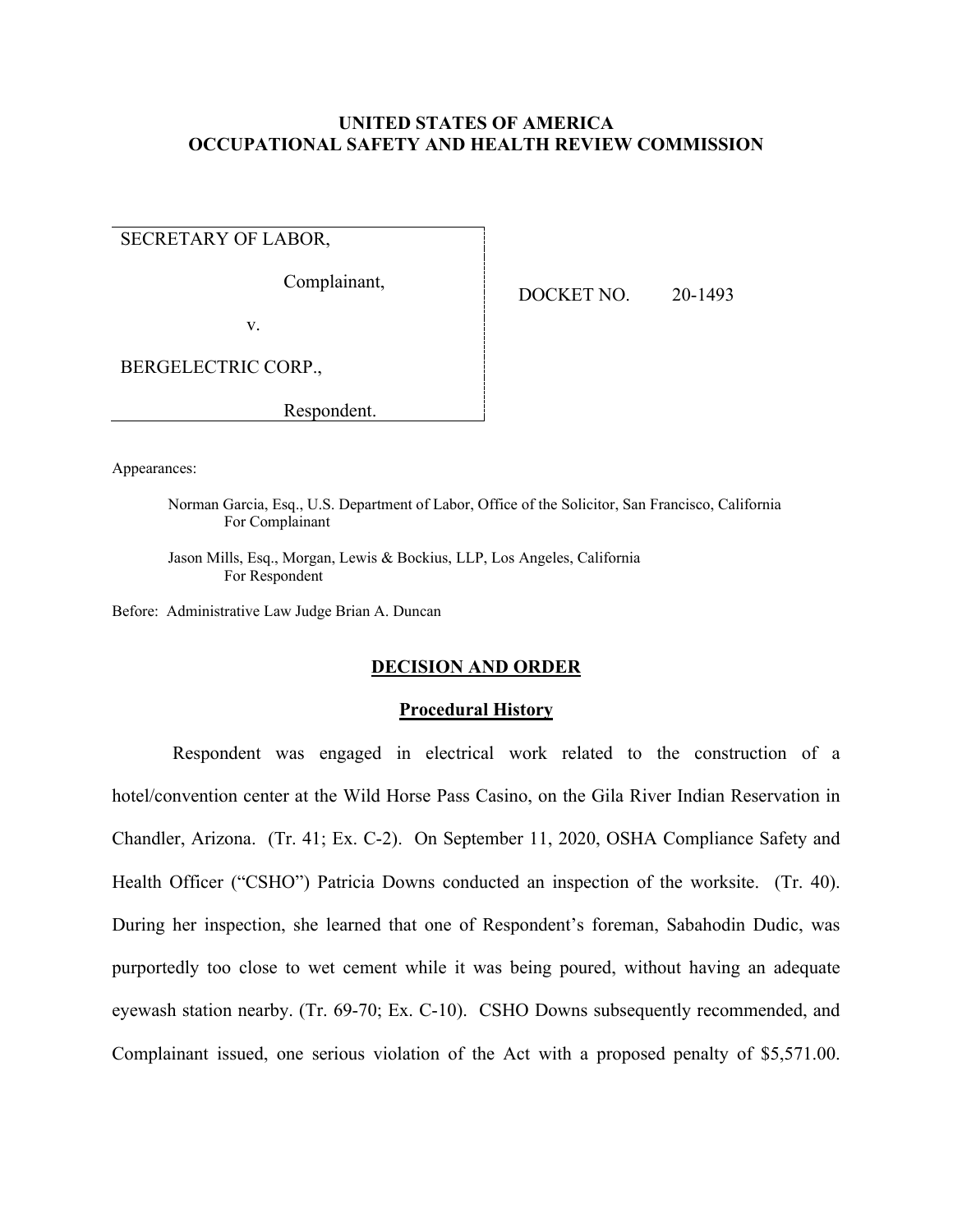**UNITED STATES OF AMERICA**
**OCCUPATIONAL SAFETY AND HEALTH REVIEW COMMISSION**

| | |
|---|---|
| SECRETARY OF LABOR,<br><br>Complainant,<br><br>v.<br><br>BERGELECTRIC CORP.,<br><br>Respondent. | DOCKET NO. 20-1493 |

Appearances:

Norman Garcia, Esq., U.S. Department of Labor, Office of the Solicitor, San Francisco, California
For Complainant

Jason Mills, Esq., Morgan, Lewis & Bockius, LLP, Los Angeles, California
For Respondent

Before: Administrative Law Judge Brian A. Duncan

## DECISION AND ORDER

### Procedural History

Respondent was engaged in electrical work related to the construction of a hotel/convention center at the Wild Horse Pass Casino, on the Gila River Indian Reservation in Chandler, Arizona. (Tr. 41; Ex. C-2). On September 11, 2020, OSHA Compliance Safety and Health Officer ("CSHO") Patricia Downs conducted an inspection of the worksite. (Tr. 40). During her inspection, she learned that one of Respondent's foreman, Sabahodin Dudic, was purportedly too close to wet cement while it was being poured, without having an adequate eyewash station nearby. (Tr. 69-70; Ex. C-10). CSHO Downs subsequently recommended, and Complainant issued, one serious violation of the Act with a proposed penalty of $5,571.00.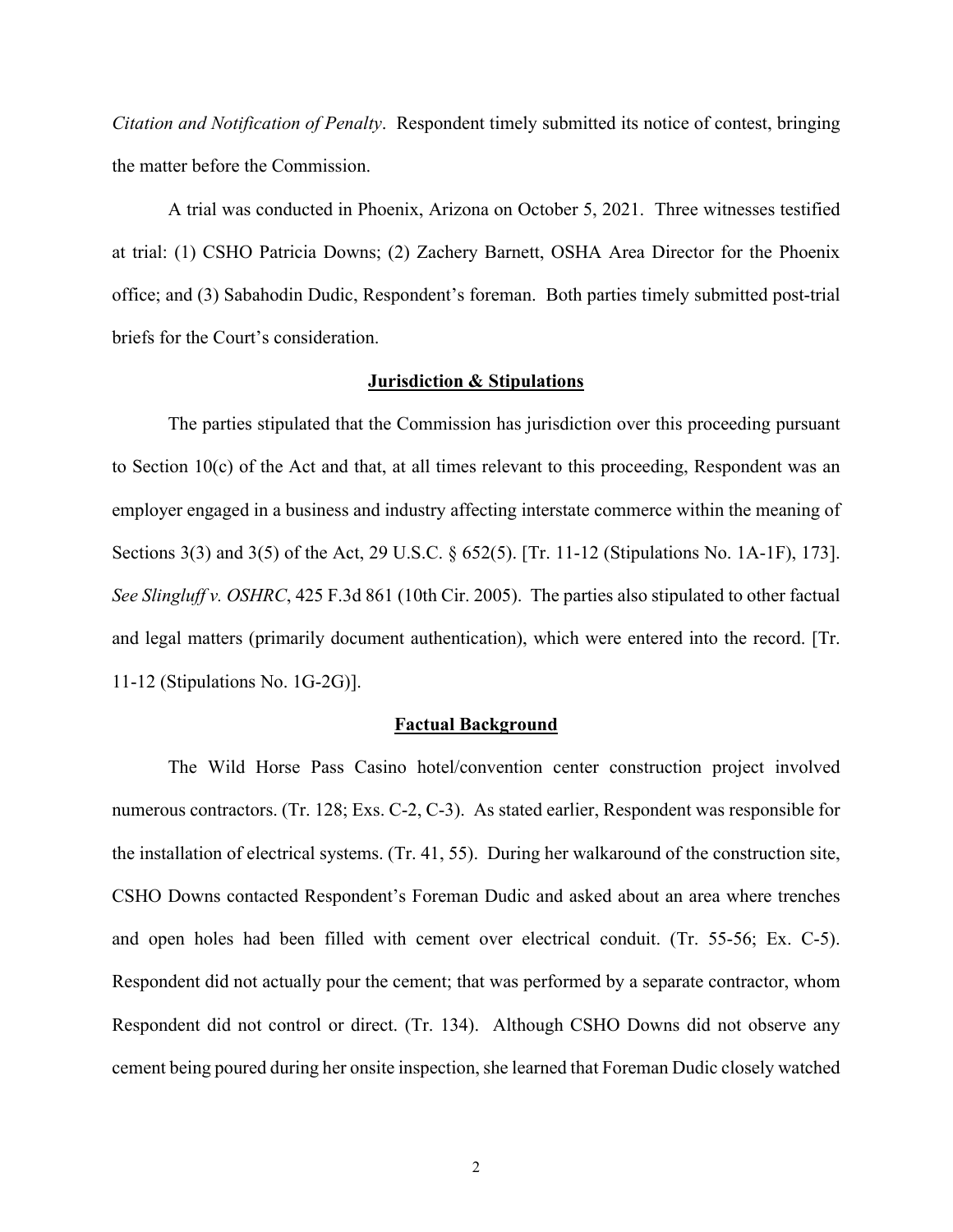*Citation and Notification of Penalty*. Respondent timely submitted its notice of contest, bringing the matter before the Commission.

A trial was conducted in Phoenix, Arizona on October 5, 2021. Three witnesses testified at trial: (1) CSHO Patricia Downs; (2) Zachery Barnett, OSHA Area Director for the Phoenix office; and (3) Sabahodin Dudic, Respondent's foreman. Both parties timely submitted post-trial briefs for the Court's consideration.

## Jurisdiction & Stipulations

The parties stipulated that the Commission has jurisdiction over this proceeding pursuant to Section 10(c) of the Act and that, at all times relevant to this proceeding, Respondent was an employer engaged in a business and industry affecting interstate commerce within the meaning of Sections 3(3) and 3(5) of the Act, 29 U.S.C. § 652(5). [Tr. 11-12 (Stipulations No. 1A-1F), 173]. *See Slingluff v. OSHRC*, 425 F.3d 861 (10th Cir. 2005). The parties also stipulated to other factual and legal matters (primarily document authentication), which were entered into the record. [Tr. 11-12 (Stipulations No. 1G-2G)].

## Factual Background

The Wild Horse Pass Casino hotel/convention center construction project involved numerous contractors. (Tr. 128; Exs. C-2, C-3). As stated earlier, Respondent was responsible for the installation of electrical systems. (Tr. 41, 55). During her walkaround of the construction site, CSHO Downs contacted Respondent's Foreman Dudic and asked about an area where trenches and open holes had been filled with cement over electrical conduit. (Tr. 55-56; Ex. C-5). Respondent did not actually pour the cement; that was performed by a separate contractor, whom Respondent did not control or direct. (Tr. 134). Although CSHO Downs did not observe any cement being poured during her onsite inspection, she learned that Foreman Dudic closely watched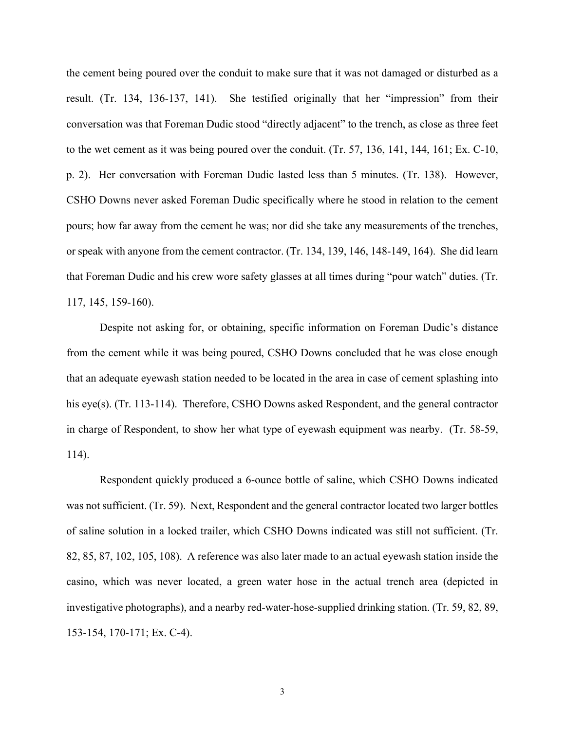the cement being poured over the conduit to make sure that it was not damaged or disturbed as a result. (Tr. 134, 136-137, 141). She testified originally that her "impression" from their conversation was that Foreman Dudic stood "directly adjacent" to the trench, as close as three feet to the wet cement as it was being poured over the conduit. (Tr. 57, 136, 141, 144, 161; Ex. C-10, p. 2). Her conversation with Foreman Dudic lasted less than 5 minutes. (Tr. 138). However, CSHO Downs never asked Foreman Dudic specifically where he stood in relation to the cement pours; how far away from the cement he was; nor did she take any measurements of the trenches, or speak with anyone from the cement contractor. (Tr. 134, 139, 146, 148-149, 164). She did learn that Foreman Dudic and his crew wore safety glasses at all times during "pour watch" duties. (Tr. 117, 145, 159-160).

Despite not asking for, or obtaining, specific information on Foreman Dudic's distance from the cement while it was being poured, CSHO Downs concluded that he was close enough that an adequate eyewash station needed to be located in the area in case of cement splashing into his eye(s). (Tr. 113-114). Therefore, CSHO Downs asked Respondent, and the general contractor in charge of Respondent, to show her what type of eyewash equipment was nearby. (Tr. 58-59, 114).

Respondent quickly produced a 6-ounce bottle of saline, which CSHO Downs indicated was not sufficient. (Tr. 59). Next, Respondent and the general contractor located two larger bottles of saline solution in a locked trailer, which CSHO Downs indicated was still not sufficient. (Tr. 82, 85, 87, 102, 105, 108). A reference was also later made to an actual eyewash station inside the casino, which was never located, a green water hose in the actual trench area (depicted in investigative photographs), and a nearby red-water-hose-supplied drinking station. (Tr. 59, 82, 89, 153-154, 170-171; Ex. C-4).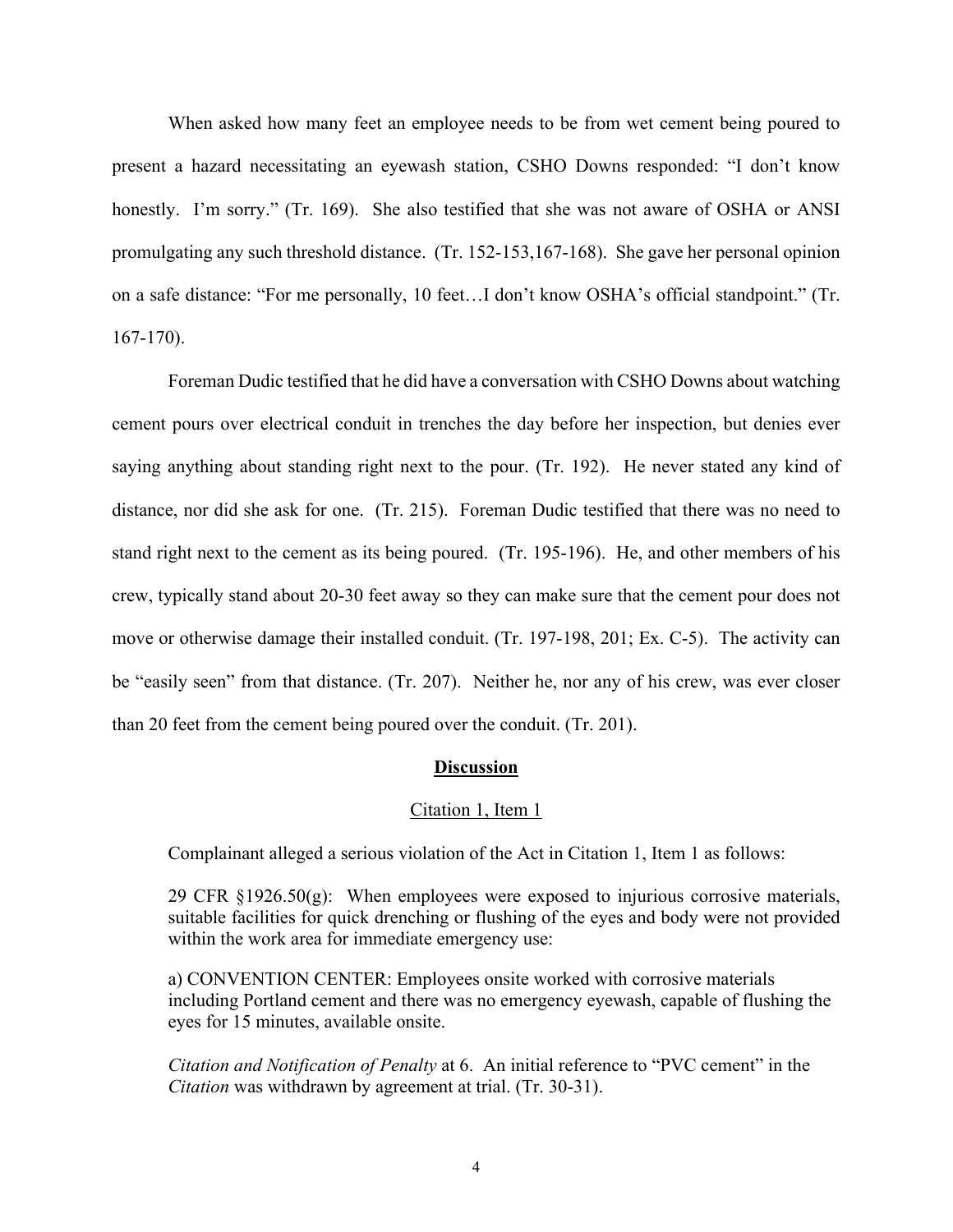When asked how many feet an employee needs to be from wet cement being poured to present a hazard necessitating an eyewash station, CSHO Downs responded: "I don't know honestly. I'm sorry." (Tr. 169). She also testified that she was not aware of OSHA or ANSI promulgating any such threshold distance. (Tr. 152-153,167-168). She gave her personal opinion on a safe distance: "For me personally, 10 feet…I don't know OSHA's official standpoint." (Tr. 167-170).

Foreman Dudic testified that he did have a conversation with CSHO Downs about watching cement pours over electrical conduit in trenches the day before her inspection, but denies ever saying anything about standing right next to the pour. (Tr. 192). He never stated any kind of distance, nor did she ask for one. (Tr. 215). Foreman Dudic testified that there was no need to stand right next to the cement as its being poured. (Tr. 195-196). He, and other members of his crew, typically stand about 20-30 feet away so they can make sure that the cement pour does not move or otherwise damage their installed conduit. (Tr. 197-198, 201; Ex. C-5). The activity can be "easily seen" from that distance. (Tr. 207). Neither he, nor any of his crew, was ever closer than 20 feet from the cement being poured over the conduit. (Tr. 201).

## **Discussion**

### Citation 1, Item 1

Complainant alleged a serious violation of the Act in Citation 1, Item 1 as follows:

> 29 CFR §1926.50(g): When employees were exposed to injurious corrosive materials, suitable facilities for quick drenching or flushing of the eyes and body were not provided within the work area for immediate emergency use:
>
> a) CONVENTION CENTER: Employees onsite worked with corrosive materials including Portland cement and there was no emergency eyewash, capable of flushing the eyes for 15 minutes, available onsite.
>
> *Citation and Notification of Penalty* at 6. An initial reference to "PVC cement" in the *Citation* was withdrawn by agreement at trial. (Tr. 30-31).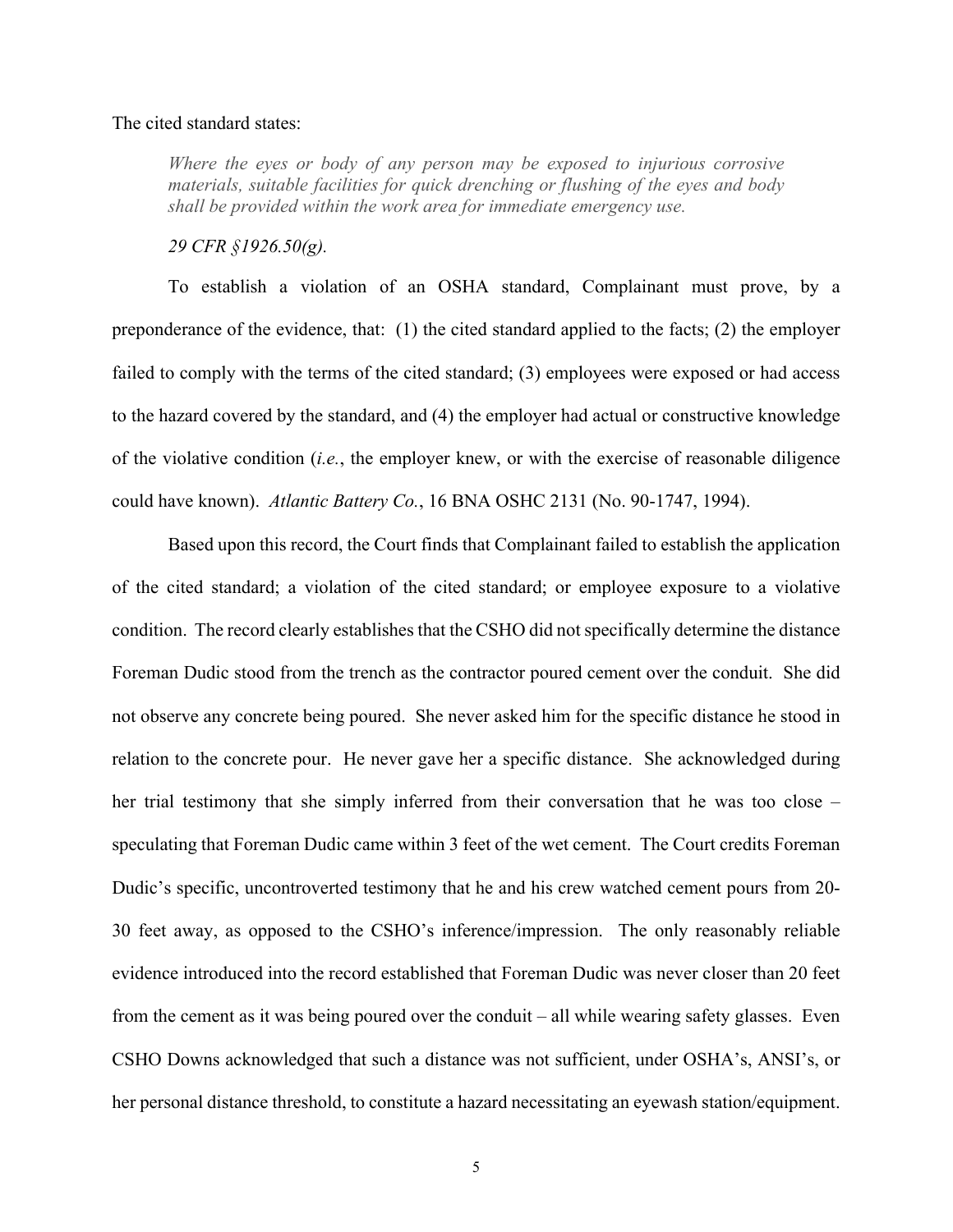The cited standard states:

> *Where the eyes or body of any person may be exposed to injurious corrosive materials, suitable facilities for quick drenching or flushing of the eyes and body shall be provided within the work area for immediate emergency use.*
>
> *29 CFR §1926.50(g).*

To establish a violation of an OSHA standard, Complainant must prove, by a preponderance of the evidence, that: (1) the cited standard applied to the facts; (2) the employer failed to comply with the terms of the cited standard; (3) employees were exposed or had access to the hazard covered by the standard, and (4) the employer had actual or constructive knowledge of the violative condition (*i.e.*, the employer knew, or with the exercise of reasonable diligence could have known). *Atlantic Battery Co.*, 16 BNA OSHC 2131 (No. 90-1747, 1994).

Based upon this record, the Court finds that Complainant failed to establish the application of the cited standard; a violation of the cited standard; or employee exposure to a violative condition. The record clearly establishes that the CSHO did not specifically determine the distance Foreman Dudic stood from the trench as the contractor poured cement over the conduit. She did not observe any concrete being poured. She never asked him for the specific distance he stood in relation to the concrete pour. He never gave her a specific distance. She acknowledged during her trial testimony that she simply inferred from their conversation that he was too close – speculating that Foreman Dudic came within 3 feet of the wet cement. The Court credits Foreman Dudic's specific, uncontroverted testimony that he and his crew watched cement pours from 20-30 feet away, as opposed to the CSHO's inference/impression. The only reasonably reliable evidence introduced into the record established that Foreman Dudic was never closer than 20 feet from the cement as it was being poured over the conduit – all while wearing safety glasses. Even CSHO Downs acknowledged that such a distance was not sufficient, under OSHA's, ANSI's, or her personal distance threshold, to constitute a hazard necessitating an eyewash station/equipment.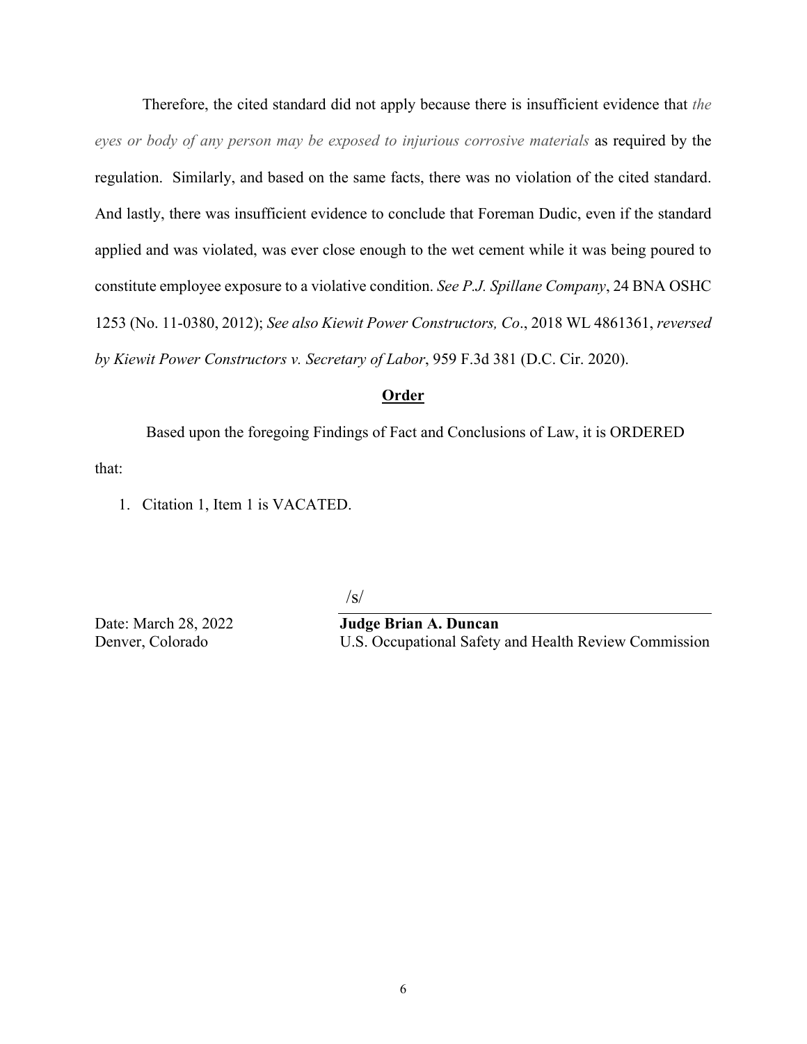Therefore, the cited standard did not apply because there is insufficient evidence that *the eyes or body of any person may be exposed to injurious corrosive materials* as required by the regulation. Similarly, and based on the same facts, there was no violation of the cited standard. And lastly, there was insufficient evidence to conclude that Foreman Dudic, even if the standard applied and was violated, was ever close enough to the wet cement while it was being poured to constitute employee exposure to a violative condition. *See P.J. Spillane Company*, 24 BNA OSHC 1253 (No. 11-0380, 2012); *See also Kiewit Power Constructors, Co*., 2018 WL 4861361, *reversed by Kiewit Power Constructors v. Secretary of Labor*, 959 F.3d 381 (D.C. Cir. 2020).

## **Order**

Based upon the foregoing Findings of Fact and Conclusions of Law, it is ORDERED that:

1. Citation 1, Item 1 is VACATED.

/s/

**Judge Brian A. Duncan**
U.S. Occupational Safety and Health Review Commission

Date: March 28, 2022
Denver, Colorado